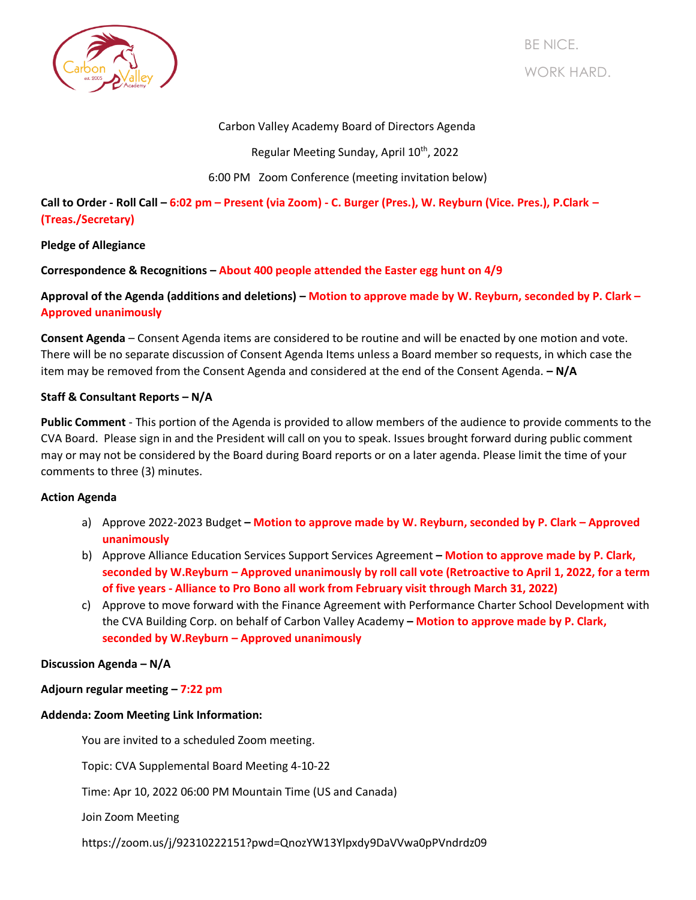BE NICE.

WORK HARD.

Carbon Valley Academy Board of Directors Agenda

Regular Meeting Sunday, April 10th, 2022

6:00 PM Zoom Conference (meeting invitation below)

**Call to Order - Roll Call – 6:02 pm – Present (via Zoom) - C. Burger (Pres.), W. Reyburn (Vice. Pres.), P.Clark – (Treas./Secretary)**

**Pledge of Allegiance**

**Correspondence & Recognitions – About 400 people attended the Easter egg hunt on 4/9**

**Approval of the Agenda (additions and deletions) – Motion to approve made by W. Reyburn, seconded by P. Clark – Approved unanimously**

**Consent Agenda** – Consent Agenda items are considered to be routine and will be enacted by one motion and vote. There will be no separate discussion of Consent Agenda Items unless a Board member so requests, in which case the item may be removed from the Consent Agenda and considered at the end of the Consent Agenda. **– N/A**

**Staff & Consultant Reports – N/A**

**Public Comment** - This portion of the Agenda is provided to allow members of the audience to provide comments to the CVA Board. Please sign in and the President will call on you to speak. Issues brought forward during public comment may or may not be considered by the Board during Board reports or on a later agenda. Please limit the time of your comments to three (3) minutes.

**Action Agenda**

a) Approve 2022-2023 Budget **– Motion to approve made by W. Reyburn, seconded by P. Clark – Approved unanimously**
b) Approve Alliance Education Services Support Services Agreement **– Motion to approve made by P. Clark, seconded by W.Reyburn – Approved unanimously by roll call vote (Retroactive to April 1, 2022, for a term of five years - Alliance to Pro Bono all work from February visit through March 31, 2022)**
c) Approve to move forward with the Finance Agreement with Performance Charter School Development with the CVA Building Corp. on behalf of Carbon Valley Academy **– Motion to approve made by P. Clark, seconded by W.Reyburn – Approved unanimously**

**Discussion Agenda – N/A**

**Adjourn regular meeting – 7:22 pm**

**Addenda: Zoom Meeting Link Information:**

You are invited to a scheduled Zoom meeting.

Topic: CVA Supplemental Board Meeting 4-10-22

Time: Apr 10, 2022 06:00 PM Mountain Time (US and Canada)

Join Zoom Meeting

https://zoom.us/j/92310222151?pwd=QnozYW13Ylpxdy9DaVVwa0pPVndrdz09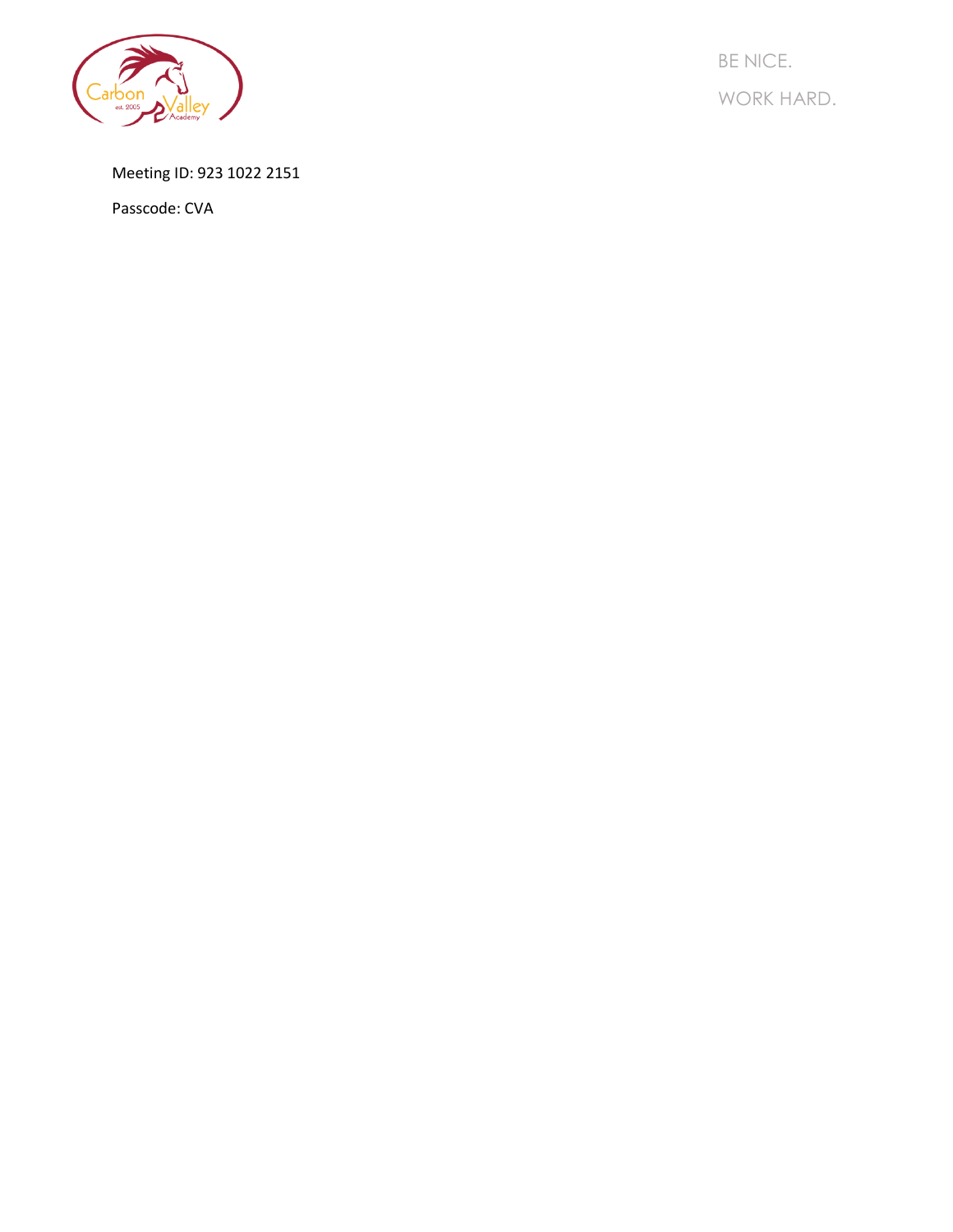Meeting ID: 923 1022 2151

Passcode: CVA